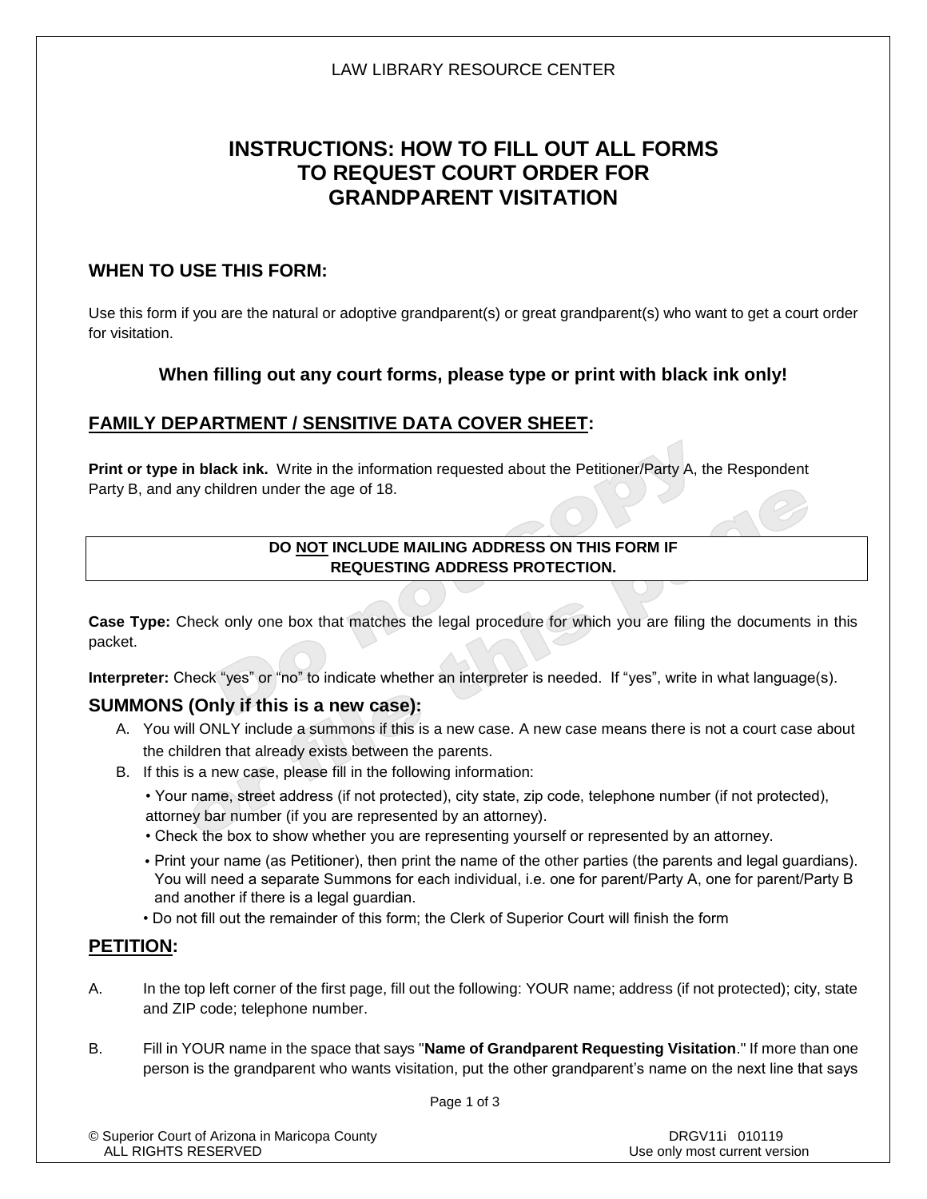LAW LIBRARY RESOURCE CENTER

# INSTRUCTIONS: HOW TO FILL OUT ALL FORMS TO REQUEST COURT ORDER FOR GRANDPARENT VISITATION

## WHEN TO USE THIS FORM:

Use this form if you are the natural or adoptive grandparent(s) or great grandparent(s) who want to get a court order for visitation.

**When filling out any court forms, please type or print with black ink only!**

## FAMILY DEPARTMENT / SENSITIVE DATA COVER SHEET:

**Print or type in black ink.** Write in the information requested about the Petitioner/Party A, the Respondent Party B, and any children under the age of 18.

| **DO NOT INCLUDE MAILING ADDRESS ON THIS FORM IF REQUESTING ADDRESS PROTECTION.** |
|---|

**Case Type:** Check only one box that matches the legal procedure for which you are filing the documents in this packet.

**Interpreter:** Check "yes" or "no" to indicate whether an interpreter is needed. If "yes", write in what language(s).

## SUMMONS (Only if this is a new case):

A. You will ONLY include a summons if this is a new case. A new case means there is not a court case about the children that already exists between the parents.

B. If this is a new case, please fill in the following information:

- Your name, street address (if not protected), city state, zip code, telephone number (if not protected), attorney bar number (if you are represented by an attorney).
- Check the box to show whether you are representing yourself or represented by an attorney.
- Print your name (as Petitioner), then print the name of the other parties (the parents and legal guardians). You will need a separate Summons for each individual, i.e. one for parent/Party A, one for parent/Party B and another if there is a legal guardian.
- Do not fill out the remainder of this form; the Clerk of Superior Court will finish the form

## PETITION:

A. In the top left corner of the first page, fill out the following: YOUR name; address (if not protected); city, state and ZIP code; telephone number.

B. Fill in YOUR name in the space that says "**Name of Grandparent Requesting Visitation**." If more than one person is the grandparent who wants visitation, put the other grandparent's name on the next line that says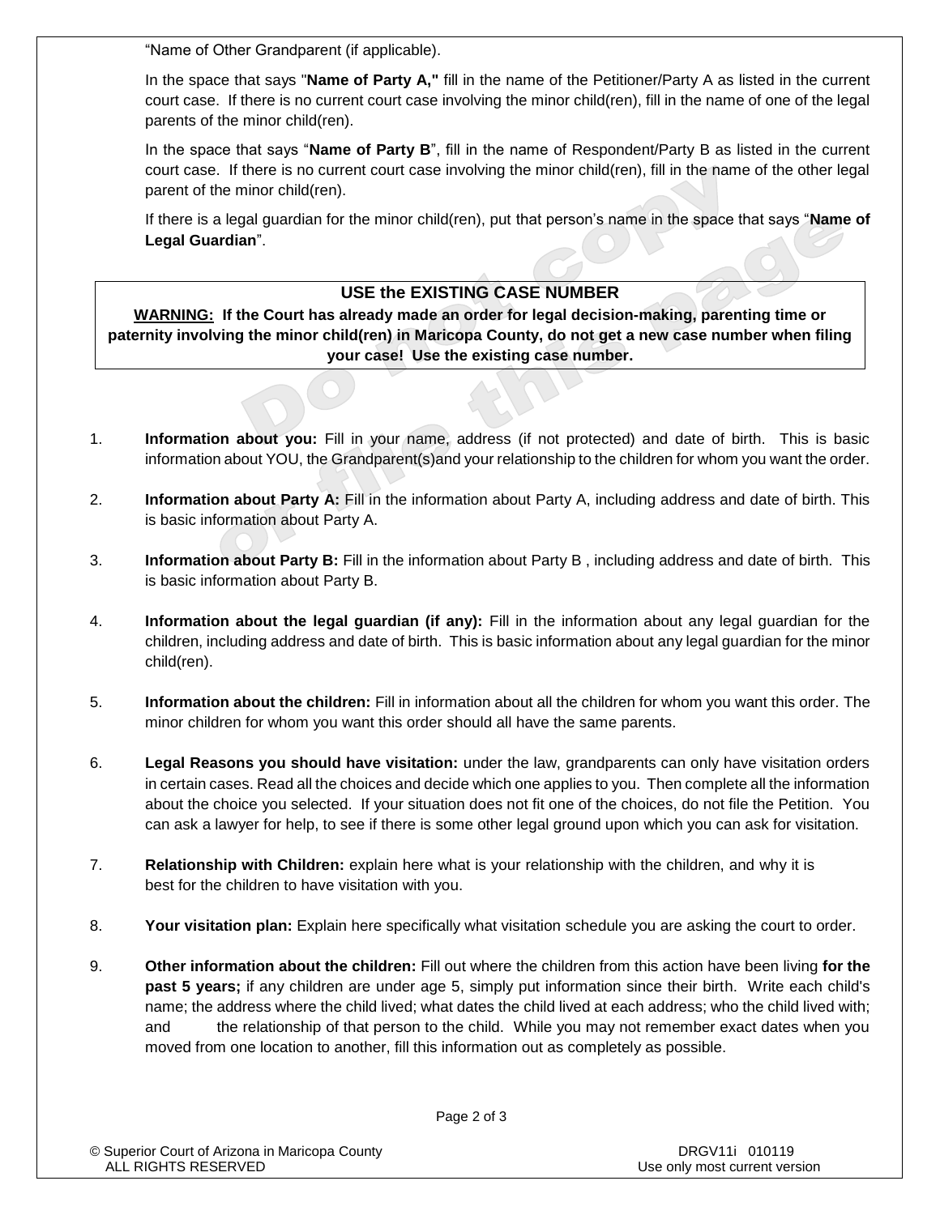"Name of Other Grandparent (if applicable).

In the space that says "**Name of Party A,"** fill in the name of the Petitioner/Party A as listed in the current court case. If there is no current court case involving the minor child(ren), fill in the name of one of the legal parents of the minor child(ren).

In the space that says "**Name of Party B**", fill in the name of Respondent/Party B as listed in the current court case. If there is no current court case involving the minor child(ren), fill in the name of the other legal parent of the minor child(ren).

If there is a legal guardian for the minor child(ren), put that person's name in the space that says "**Name of Legal Guardian**".

**USE the EXISTING CASE NUMBER**

**WARNING: If the Court has already made an order for legal decision-making, parenting time or paternity involving the minor child(ren) in Maricopa County, do not get a new case number when filing your case! Use the existing case number.**

1. **Information about you:** Fill in your name, address (if not protected) and date of birth. This is basic information about YOU, the Grandparent(s)and your relationship to the children for whom you want the order.

2. **Information about Party A:** Fill in the information about Party A, including address and date of birth. This is basic information about Party A.

3. **Information about Party B:** Fill in the information about Party B , including address and date of birth. This is basic information about Party B.

4. **Information about the legal guardian (if any):** Fill in the information about any legal guardian for the children, including address and date of birth. This is basic information about any legal guardian for the minor child(ren).

5. **Information about the children:** Fill in information about all the children for whom you want this order. The minor children for whom you want this order should all have the same parents.

6. **Legal Reasons you should have visitation:** under the law, grandparents can only have visitation orders in certain cases. Read all the choices and decide which one applies to you. Then complete all the information about the choice you selected. If your situation does not fit one of the choices, do not file the Petition. You can ask a lawyer for help, to see if there is some other legal ground upon which you can ask for visitation.

7. **Relationship with Children:** explain here what is your relationship with the children, and why it is best for the children to have visitation with you.

8. **Your visitation plan:** Explain here specifically what visitation schedule you are asking the court to order.

9. **Other information about the children:** Fill out where the children from this action have been living **for the past 5 years;** if any children are under age 5, simply put information since their birth. Write each child's name; the address where the child lived; what dates the child lived at each address; who the child lived with; and the relationship of that person to the child. While you may not remember exact dates when you moved from one location to another, fill this information out as completely as possible.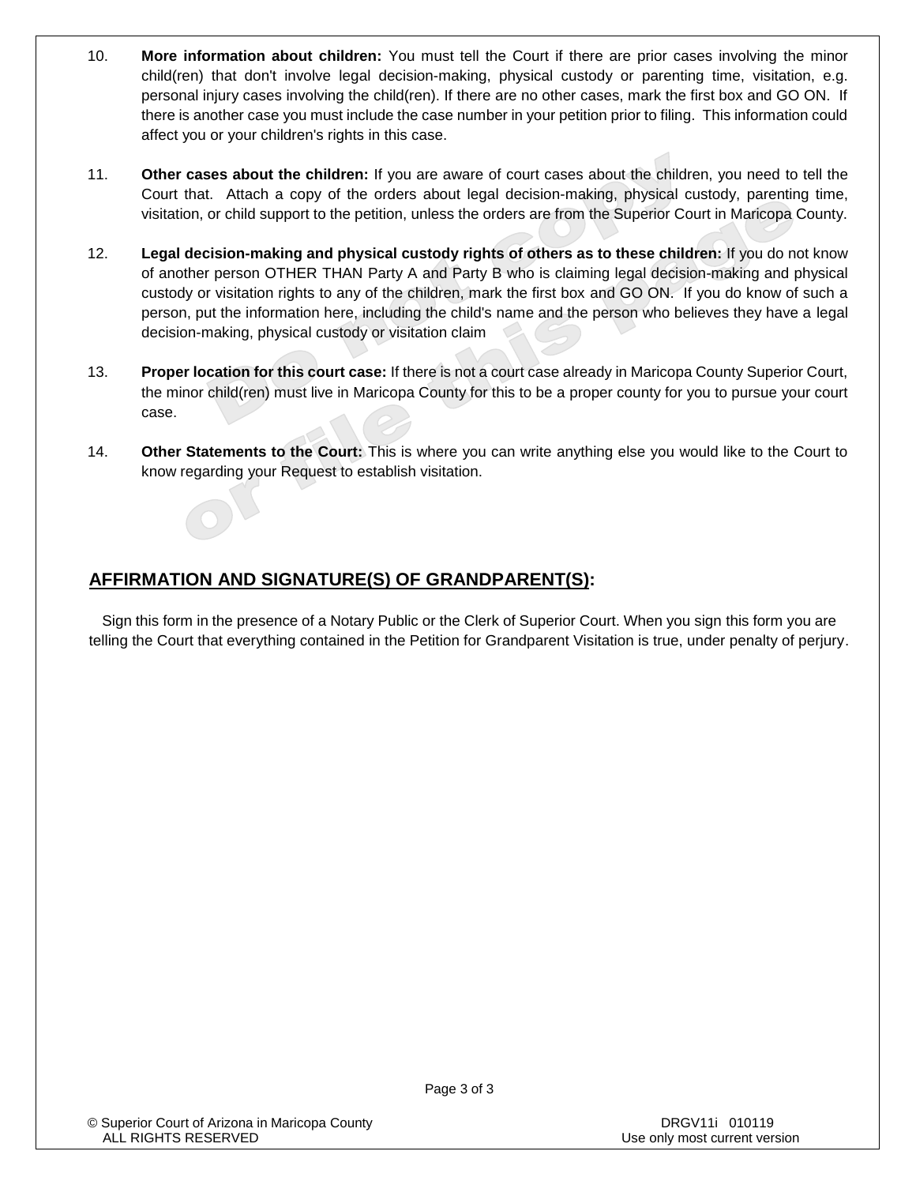10. **More information about children:** You must tell the Court if there are prior cases involving the minor child(ren) that don't involve legal decision-making, physical custody or parenting time, visitation, e.g. personal injury cases involving the child(ren). If there are no other cases, mark the first box and GO ON. If there is another case you must include the case number in your petition prior to filing. This information could affect you or your children's rights in this case.

11. **Other cases about the children:** If you are aware of court cases about the children, you need to tell the Court that. Attach a copy of the orders about legal decision-making, physical custody, parenting time, visitation, or child support to the petition, unless the orders are from the Superior Court in Maricopa County.

12. **Legal decision-making and physical custody rights of others as to these children:** If you do not know of another person OTHER THAN Party A and Party B who is claiming legal decision-making and physical custody or visitation rights to any of the children, mark the first box and GO ON. If you do know of such a person, put the information here, including the child's name and the person who believes they have a legal decision-making, physical custody or visitation claim

13. **Proper location for this court case:** If there is not a court case already in Maricopa County Superior Court, the minor child(ren) must live in Maricopa County for this to be a proper county for you to pursue your court case.

14. **Other Statements to the Court:** This is where you can write anything else you would like to the Court to know regarding your Request to establish visitation.

## AFFIRMATION AND SIGNATURE(S) OF GRANDPARENT(S):

Sign this form in the presence of a Notary Public or the Clerk of Superior Court. When you sign this form you are telling the Court that everything contained in the Petition for Grandparent Visitation is true, under penalty of perjury.

© Superior Court of Arizona in Maricopa County
ALL RIGHTS RESERVED

DRGV11i 010119
Use only most current version